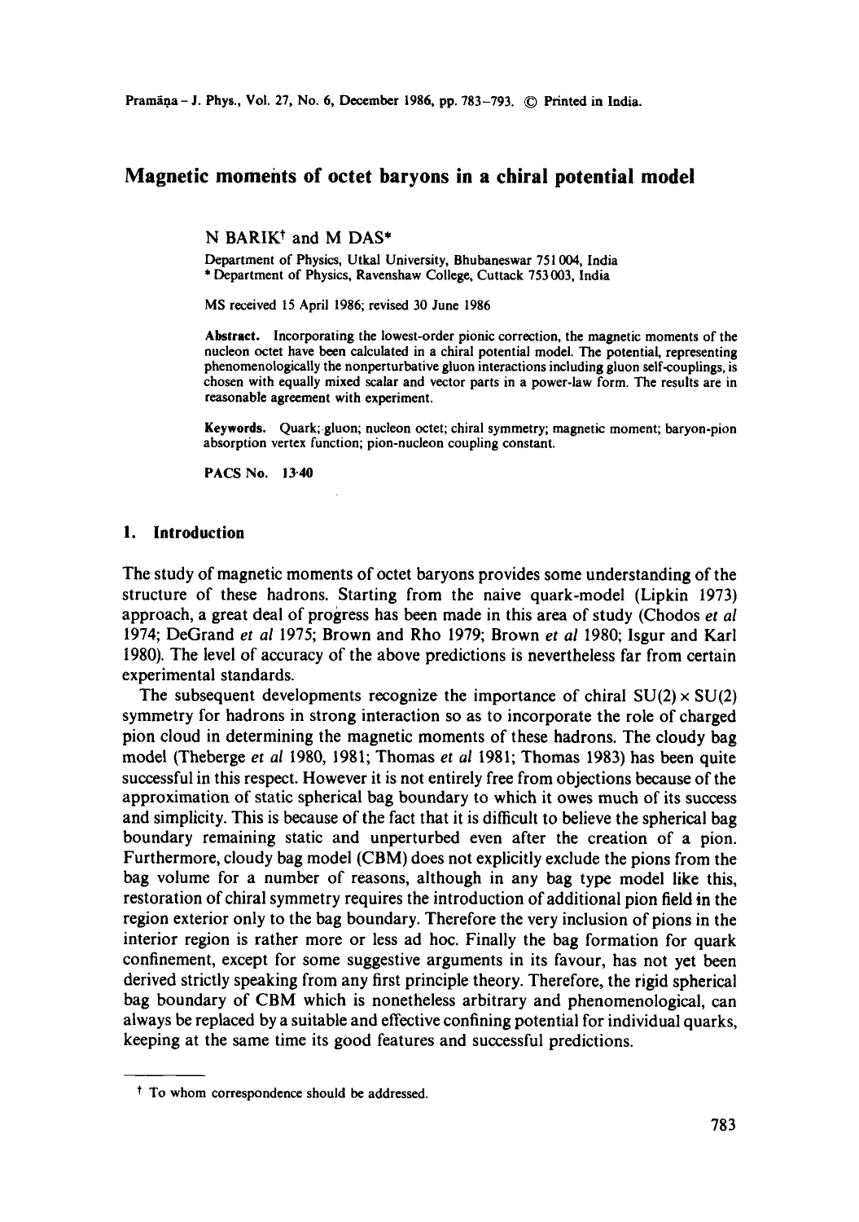# Magnetic moments of octet baryons in a chiral potential model

N BARIK[†] and M DAS*

Department of Physics, Utkal University, Bhubaneswar 751 004, India
* Department of Physics, Ravenshaw College, Cuttack 753 003, India

MS received 15 April 1986; revised 30 June 1986

**Abstract.** Incorporating the lowest-order pionic correction, the magnetic moments of the nucleon octet have been calculated in a chiral potential model. The potential, representing phenomenologically the nonperturbative gluon interactions including gluon self-couplings, is chosen with equally mixed scalar and vector parts in a power-law form. The results are in reasonable agreement with experiment.

**Keywords.** Quark; gluon; nucleon octet; chiral symmetry; magnetic moment; baryon-pion absorption vertex function; pion-nucleon coupling constant.

PACS No. 13·40

## 1. Introduction

The study of magnetic moments of octet baryons provides some understanding of the structure of these hadrons. Starting from the naive quark-model (Lipkin 1973) approach, a great deal of progress has been made in this area of study (Chodos *et al* 1974; DeGrand *et al* 1975; Brown and Rho 1979; Brown *et al* 1980; Isgur and Karl 1980). The level of accuracy of the above predictions is nevertheless far from certain experimental standards.

The subsequent developments recognize the importance of chiral $SU(2) \times SU(2)$ symmetry for hadrons in strong interaction so as to incorporate the role of charged pion cloud in determining the magnetic moments of these hadrons. The cloudy bag model (Theberge *et al* 1980, 1981; Thomas *et al* 1981; Thomas 1983) has been quite successful in this respect. However it is not entirely free from objections because of the approximation of static spherical bag boundary to which it owes much of its success and simplicity. This is because of the fact that it is difficult to believe the spherical bag boundary remaining static and unperturbed even after the creation of a pion. Furthermore, cloudy bag model (CBM) does not explicitly exclude the pions from the bag volume for a number of reasons, although in any bag type model like this, restoration of chiral symmetry requires the introduction of additional pion field in the region exterior only to the bag boundary. Therefore the very inclusion of pions in the interior region is rather more or less ad hoc. Finally the bag formation for quark confinement, except for some suggestive arguments in its favour, has not yet been derived strictly speaking from any first principle theory. Therefore, the rigid spherical bag boundary of CBM which is nonetheless arbitrary and phenomenological, can always be replaced by a suitable and effective confining potential for individual quarks, keeping at the same time its good features and successful predictions.

---

[†] To whom correspondence should be addressed.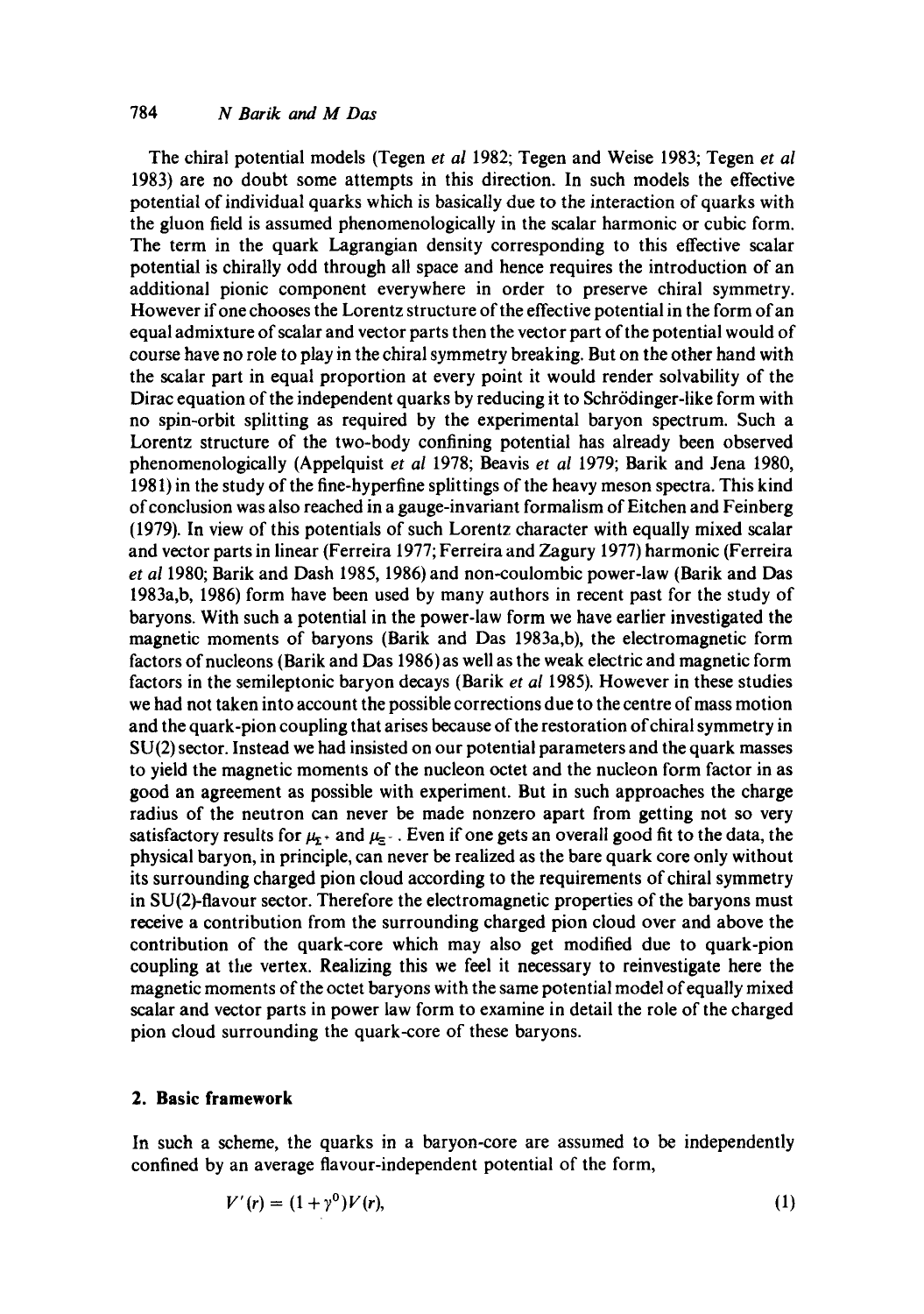The chiral potential models (Tegen *et al* 1982; Tegen and Weise 1983; Tegen *et al* 1983) are no doubt some attempts in this direction. In such models the effective potential of individual quarks which is basically due to the interaction of quarks with the gluon field is assumed phenomenologically in the scalar harmonic or cubic form. The term in the quark Lagrangian density corresponding to this effective scalar potential is chirally odd through all space and hence requires the introduction of an additional pionic component everywhere in order to preserve chiral symmetry. However if one chooses the Lorentz structure of the effective potential in the form of an equal admixture of scalar and vector parts then the vector part of the potential would of course have no role to play in the chiral symmetry breaking. But on the other hand with the scalar part in equal proportion at every point it would render solvability of the Dirac equation of the independent quarks by reducing it to Schrödinger-like form with no spin-orbit splitting as required by the experimental baryon spectrum. Such a Lorentz structure of the two-body confining potential has already been observed phenomenologically (Appelquist *et al* 1978; Beavis *et al* 1979; Barik and Jena 1980, 1981) in the study of the fine-hyperfine splittings of the heavy meson spectra. This kind of conclusion was also reached in a gauge-invariant formalism of Eitchen and Feinberg (1979). In view of this potentials of such Lorentz character with equally mixed scalar and vector parts in linear (Ferreira 1977; Ferreira and Zagury 1977) harmonic (Ferreira *et al* 1980; Barik and Dash 1985, 1986) and non-coulombic power-law (Barik and Das 1983a,b, 1986) form have been used by many authors in recent past for the study of baryons. With such a potential in the power-law form we have earlier investigated the magnetic moments of baryons (Barik and Das 1983a,b), the electromagnetic form factors of nucleons (Barik and Das 1986) as well as the weak electric and magnetic form factors in the semileptonic baryon decays (Barik *et al* 1985). However in these studies we had not taken into account the possible corrections due to the centre of mass motion and the quark-pion coupling that arises because of the restoration of chiral symmetry in SU(2) sector. Instead we had insisted on our potential parameters and the quark masses to yield the magnetic moments of the nucleon octet and the nucleon form factor in as good an agreement as possible with experiment. But in such approaches the charge radius of the neutron can never be made nonzero apart from getting not so very satisfactory results for $\mu_{\Sigma^+}$ and $\mu_{\Xi^-}$. Even if one gets an overall good fit to the data, the physical baryon, in principle, can never be realized as the bare quark core only without its surrounding charged pion cloud according to the requirements of chiral symmetry in SU(2)-flavour sector. Therefore the electromagnetic properties of the baryons must receive a contribution from the surrounding charged pion cloud over and above the contribution of the quark-core which may also get modified due to quark-pion coupling at the vertex. Realizing this we feel it necessary to reinvestigate here the magnetic moments of the octet baryons with the same potential model of equally mixed scalar and vector parts in power law form to examine in detail the role of the charged pion cloud surrounding the quark-core of these baryons.

## 2. Basic framework

In such a scheme, the quarks in a baryon-core are assumed to be independently confined by an average flavour-independent potential of the form,

$$V'(r) = (1 + \gamma^0)V(r), \tag{1}$$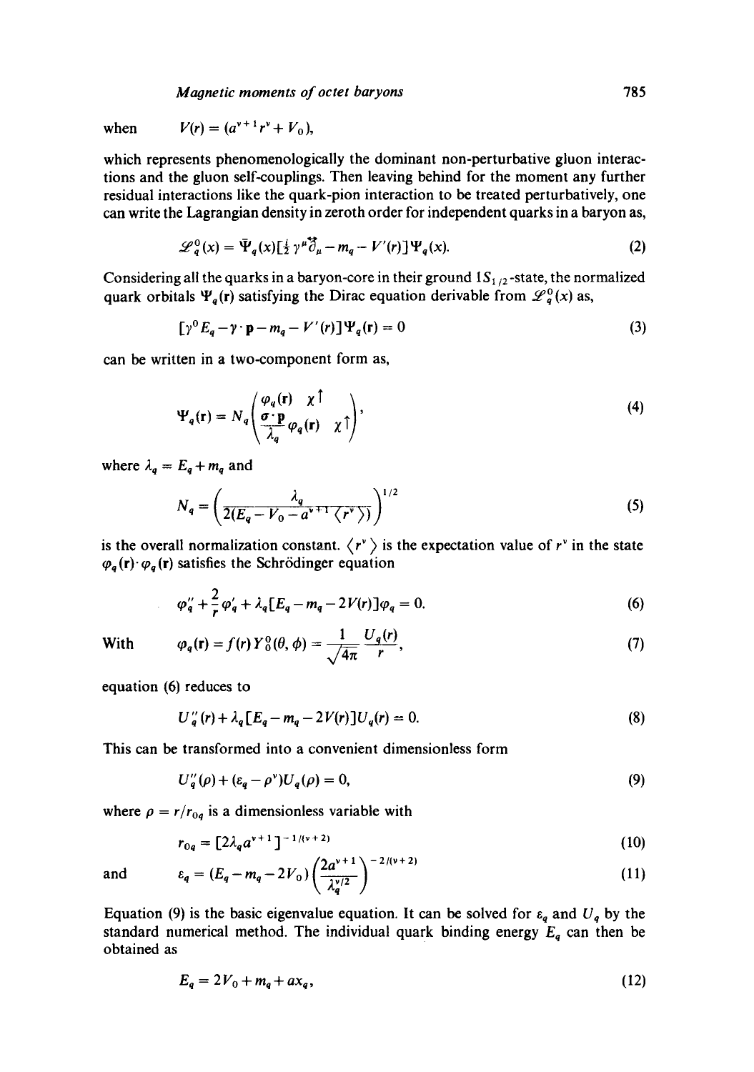when $\quad V(r) = (a^{\nu+1} r^{\nu} + V_0),$

which represents phenomenologically the dominant non-perturbative gluon interactions and the gluon self-couplings. Then leaving behind for the moment any further residual interactions like the quark-pion interaction to be treated perturbatively, one can write the Lagrangian density in zeroth order for independent quarks in a baryon as,

$$\mathscr{L}_q^0(x) = \bar{\Psi}_q(x)[\tfrac{i}{2}\gamma^{\mu}\overleftrightarrow{\partial}_{\mu} - m_q - V'(r)]\Psi_q(x). \tag{2}$$

Considering all the quarks in a baryon-core in their ground $1S_{1/2}$-state, the normalized quark orbitals $\Psi_q(\mathbf{r})$ satisfying the Dirac equation derivable from $\mathscr{L}_q^0(x)$ as,

$$[\gamma^0 E_q - \boldsymbol{\gamma}\cdot\mathbf{p} - m_q - V'(r)]\Psi_q(\mathbf{r}) = 0 \tag{3}$$

can be written in a two-component form as,

$$\Psi_q(\mathbf{r}) = N_q \begin{pmatrix} \varphi_q(\mathbf{r}) & \chi\uparrow \\ \dfrac{\boldsymbol{\sigma}\cdot\mathbf{p}}{\lambda_q}\varphi_q(\mathbf{r}) & \chi\uparrow \end{pmatrix}, \tag{4}$$

where $\lambda_q = E_q + m_q$ and

$$N_q = \left(\frac{\lambda_q}{2(E_q - V_0 - a^{\nu+1}\langle r^{\nu}\rangle)}\right)^{1/2} \tag{5}$$

is the overall normalization constant. $\langle r^{\nu}\rangle$ is the expectation value of $r^{\nu}$ in the state $\varphi_q(\mathbf{r})\cdot\varphi_q(\mathbf{r})$ satisfies the Schrödinger equation

$$\varphi_q'' + \frac{2}{r}\varphi_q' + \lambda_q[E_q - m_q - 2V(r)]\varphi_q = 0. \tag{6}$$

With $$\varphi_q(\mathbf{r}) = f(r)Y_0^0(\theta,\phi) = \frac{1}{\sqrt{4\pi}}\frac{U_q(r)}{r}, \tag{7}$$

equation (6) reduces to

$$U_q''(r) + \lambda_q[E_q - m_q - 2V(r)]U_q(r) = 0. \tag{8}$$

This can be transformed into a convenient dimensionless form

$$U_q''(\rho) + (\varepsilon_q - \rho^{\nu})U_q(\rho) = 0, \tag{9}$$

where $\rho = r/r_{0q}$ is a dimensionless variable with

$$r_{0q} = [2\lambda_q a^{\nu+1}]^{-1/(\nu+2)} \tag{10}$$

and $$\varepsilon_q = (E_q - m_q - 2V_0)\left(\frac{2a^{\nu+1}}{\lambda_q^{\nu/2}}\right)^{-2/(\nu+2)} \tag{11}$$

Equation (9) is the basic eigenvalue equation. It can be solved for $\varepsilon_q$ and $U_q$ by the standard numerical method. The individual quark binding energy $E_q$ can then be obtained as

$$E_q = 2V_0 + m_q + a x_q, \tag{12}$$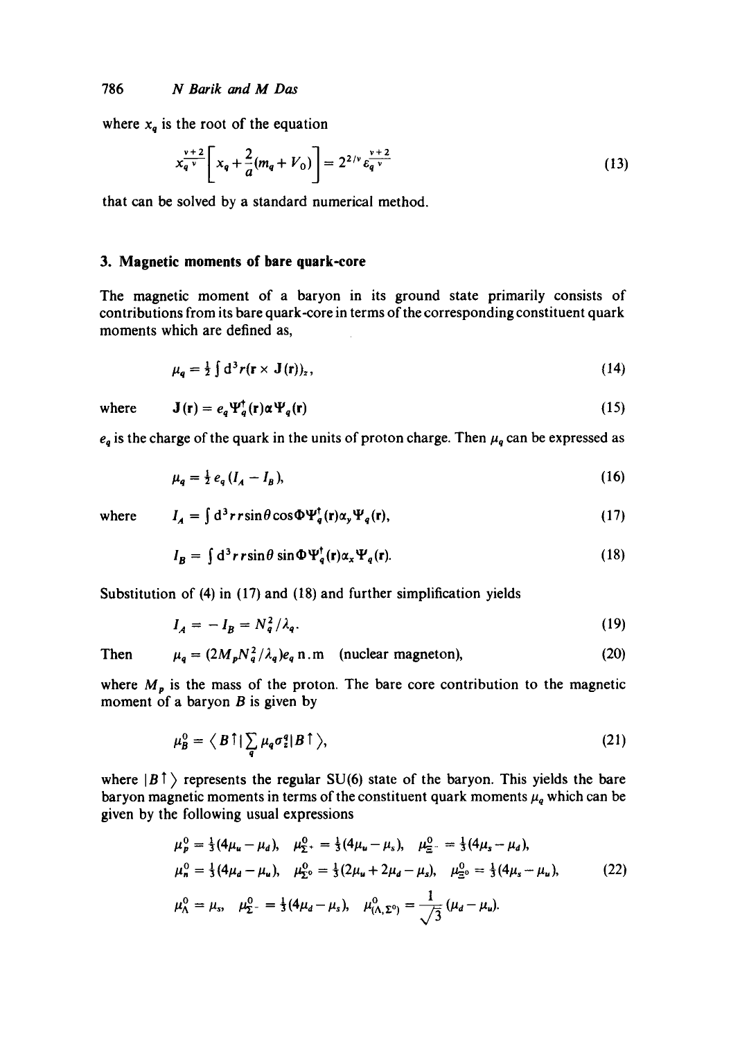where $x_q$ is the root of the equation

$$x_q^{\frac{\nu+2}{\nu}}\left[x_q+\frac{2}{a}(m_q+V_0)\right]=2^{2/\nu}\varepsilon_q^{\frac{\nu+2}{\nu}} \tag{13}$$

that can be solved by a standard numerical method.

## 3. Magnetic moments of bare quark-core

The magnetic moment of a baryon in its ground state primarily consists of contributions from its bare quark-core in terms of the corresponding constituent quark moments which are defined as,

$$\mu_q = \tfrac{1}{2}\int \mathrm{d}^3 r(\mathbf{r}\times \mathbf{J}(\mathbf{r}))_z, \tag{14}$$

where
$$\mathbf{J}(\mathbf{r}) = e_q \Psi_q^{\dagger}(\mathbf{r})\boldsymbol{\alpha}\Psi_q(\mathbf{r}) \tag{15}$$

$e_q$ is the charge of the quark in the units of proton charge. Then $\mu_q$ can be expressed as

$$\mu_q = \tfrac{1}{2} e_q (I_A - I_B), \tag{16}$$

where
$$I_A = \int \mathrm{d}^3 r\, r\sin\theta\cos\Phi\Psi_q^{\dagger}(\mathbf{r})\alpha_y\Psi_q(\mathbf{r}), \tag{17}$$

$$I_B = \int \mathrm{d}^3 r\, r\sin\theta\,\sin\Phi\Psi_q^{\dagger}(\mathbf{r})\alpha_x\Psi_q(\mathbf{r}). \tag{18}$$

Substitution of (4) in (17) and (18) and further simplification yields

$$I_A = -I_B = N_q^2/\lambda_q. \tag{19}$$

Then
$$\mu_q = (2M_p N_q^2/\lambda_q)e_q \text{ n.m} \quad \text{(nuclear magneton)}, \tag{20}$$

where $M_p$ is the mass of the proton. The bare core contribution to the magnetic moment of a baryon $B$ is given by

$$\mu_B^0 = \langle B\uparrow|\sum_q \mu_q\sigma_z^q|B\uparrow\rangle, \tag{21}$$

where $|B\uparrow\rangle$ represents the regular SU(6) state of the baryon. This yields the bare baryon magnetic moments in terms of the constituent quark moments $\mu_q$ which can be given by the following usual expressions

$$\begin{aligned}
&\mu_p^0 = \tfrac{1}{3}(4\mu_u-\mu_d), \quad \mu_{\Sigma^+}^0 = \tfrac{1}{3}(4\mu_u-\mu_s), \quad \mu_{\Xi^-}^0 = \tfrac{1}{3}(4\mu_s-\mu_d),\\
&\mu_n^0 = \tfrac{1}{3}(4\mu_d-\mu_u), \quad \mu_{\Sigma^0}^0 = \tfrac{1}{3}(2\mu_u+2\mu_d-\mu_s), \quad \mu_{\Xi^0}^0 = \tfrac{1}{3}(4\mu_s-\mu_u),\\
&\mu_\Lambda^0 = \mu_s, \quad \mu_{\Sigma^-}^0 = \tfrac{1}{3}(4\mu_d-\mu_s), \quad \mu_{(\Lambda,\Sigma^0)}^0 = \frac{1}{\sqrt{3}}(\mu_d-\mu_u).
\end{aligned} \tag{22}$$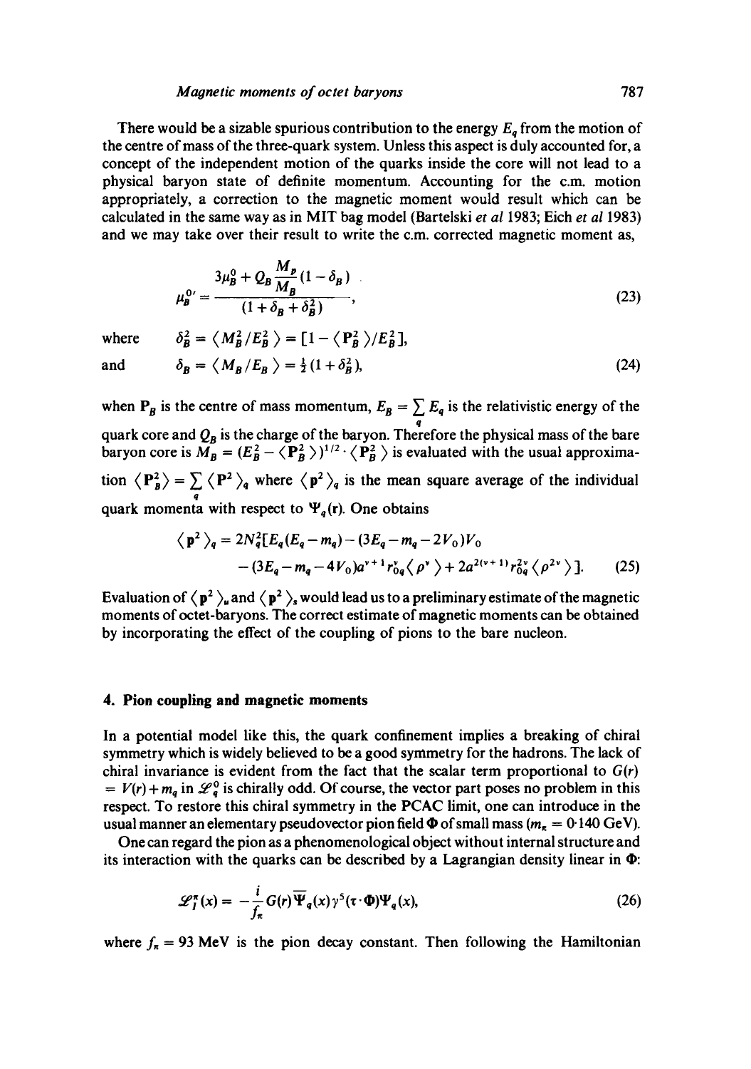There would be a sizable spurious contribution to the energy $E_q$ from the motion of the centre of mass of the three-quark system. Unless this aspect is duly accounted for, a concept of the independent motion of the quarks inside the core will not lead to a physical baryon state of definite momentum. Accounting for the c.m. motion appropriately, a correction to the magnetic moment would result which can be calculated in the same way as in MIT bag model (Bartelski *et al* 1983; Eich *et al* 1983) and we may take over their result to write the c.m. corrected magnetic moment as,

$$\mu_B^{0'} = \frac{3\mu_B^0 + Q_B \dfrac{M_p}{M_B}(1 - \delta_B)}{(1 + \delta_B + \delta_B^2)}, \tag{23}$$

where $\quad \delta_B^2 = \langle M_B^2/E_B^2 \rangle = [1 - \langle \mathbf{P}_B^2 \rangle / E_B^2],$

and $\quad \delta_B = \langle M_B/E_B \rangle = \frac{1}{2}(1 + \delta_B^2), \tag{24}$

when $\mathbf{P}_B$ is the centre of mass momentum, $E_B = \sum_q E_q$ is the relativistic energy of the quark core and $Q_B$ is the charge of the baryon. Therefore the physical mass of the bare baryon core is $M_B = (E_B^2 - \langle \mathbf{P}_B^2 \rangle)^{1/2} \cdot \langle \mathbf{P}_B^2 \rangle$ is evaluated with the usual approximation $\langle \mathbf{P}_B^2 \rangle = \sum_q \langle \mathbf{P}^2 \rangle_q$ where $\langle \mathbf{p}^2 \rangle_q$ is the mean square average of the individual quark momenta with respect to $\Psi_q(\mathbf{r})$. One obtains

$$\begin{aligned}\langle \mathbf{p}^2 \rangle_q = 2N_q^2[&E_q(E_q - m_q) - (3E_q - m_q - 2V_0)V_0 \\ &- (3E_q - m_q - 4V_0)a^{\nu+1} r_{0q}^{\nu} \langle \rho^{\nu} \rangle + 2a^{2(\nu+1)} r_{0q}^{2\nu} \langle \rho^{2\nu} \rangle].\end{aligned} \tag{25}$$

Evaluation of $\langle \mathbf{p}^2 \rangle_u$ and $\langle \mathbf{p}^2 \rangle_s$ would lead us to a preliminary estimate of the magnetic moments of octet-baryons. The correct estimate of magnetic moments can be obtained by incorporating the effect of the coupling of pions to the bare nucleon.

## 4. Pion coupling and magnetic moments

In a potential model like this, the quark confinement implies a breaking of chiral symmetry which is widely believed to be a good symmetry for the hadrons. The lack of chiral invariance is evident from the fact that the scalar term proportional to $G(r) = V(r) + m_q$ in $\mathscr{L}_q^0$ is chirally odd. Of course, the vector part poses no problem in this respect. To restore this chiral symmetry in the PCAC limit, one can introduce in the usual manner an elementary pseudovector pion field $\mathbf{\Phi}$ of small mass ($m_\pi = 0{\cdot}140$ GeV).

One can regard the pion as a phenomenological object without internal structure and its interaction with the quarks can be described by a Lagrangian density linear in $\mathbf{\Phi}$:

$$\mathscr{L}_I^\pi(x) = -\frac{i}{f_\pi} G(r) \overline{\Psi}_q(x) \gamma^5 (\boldsymbol{\tau} \cdot \mathbf{\Phi}) \Psi_q(x), \tag{26}$$

where $f_\pi = 93$ MeV is the pion decay constant. Then following the Hamiltonian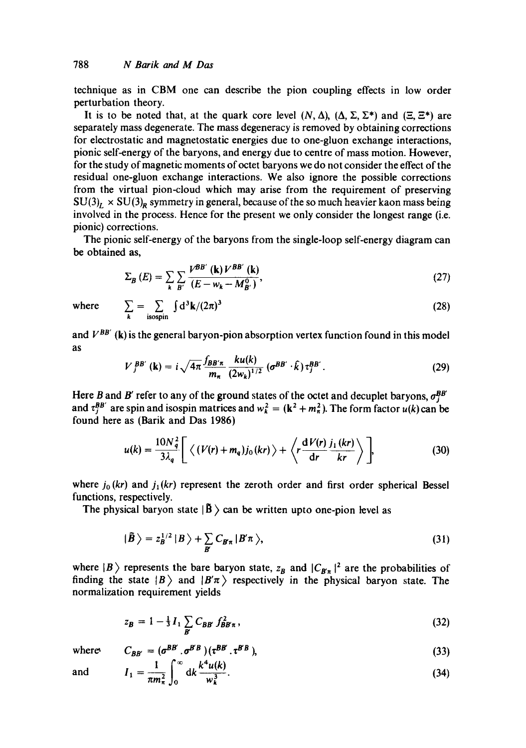technique as in CBM one can describe the pion coupling effects in low order perturbation theory.

It is to be noted that, at the quark core level $(N, \Delta)$, $(\Delta, \Sigma, \Sigma^*)$ and $(\Xi, \Xi^*)$ are separately mass degenerate. The mass degeneracy is removed by obtaining corrections for electrostatic and magnetostatic energies due to one-gluon exchange interactions, pionic self-energy of the baryons, and energy due to centre of mass motion. However, for the study of magnetic moments of octet baryons we do not consider the effect of the residual one-gluon exchange interactions. We also ignore the possible corrections from the virtual pion-cloud which may arise from the requirement of preserving $SU(3)_L \times SU(3)_R$ symmetry in general, because of the so much heavier kaon mass being involved in the process. Hence for the present we only consider the longest range (i.e. pionic) corrections.

The pionic self-energy of the baryons from the single-loop self-energy diagram can be obtained as,

$$\Sigma_B(E) = \sum_k \sum_{B'} \frac{V^{BB'}(\mathbf{k}) V^{BB'}(\mathbf{k})}{(E - w_k - M^0_{B'})}, \tag{27}$$

where
$$\sum_k = \sum_{\text{isospin}} \int d^3\mathbf{k}/(2\pi)^3 \tag{28}$$

and $V^{BB'}(\mathbf{k})$ is the general baryon-pion absorption vertex function found in this model as

$$V_j^{BB'}(\mathbf{k}) = i\sqrt{4\pi}\frac{f_{BB'\pi}}{m_\pi}\frac{k u(k)}{(2w_k)^{1/2}}(\sigma^{BB'} \cdot \hat{k})\tau_j^{BB'}. \tag{29}$$

Here $B$ and $B'$ refer to any of the ground states of the octet and decuplet baryons, $\sigma_j^{BB'}$ and $\tau_j^{BB'}$ are spin and isospin matrices and $w_k^2 = (\mathbf{k}^2 + m_\pi^2)$. The form factor $u(k)$ can be found here as (Barik and Das 1986)

$$u(k) = \frac{10N_q^2}{3\lambda_q}\left[\left\langle (V(r) + m_q) j_0(kr) \right\rangle + \left\langle r\frac{dV(r)}{dr}\frac{j_1(kr)}{kr} \right\rangle\right], \tag{30}$$

where $j_0(kr)$ and $j_1(kr)$ represent the zeroth order and first order spherical Bessel functions, respectively.

The physical baryon state $|\tilde{B}\rangle$ can be written upto one-pion level as

$$|\tilde{B}\rangle = z_B^{1/2}|B\rangle + \sum_{B'} C_{B'\pi}|B'\pi\rangle, \tag{31}$$

where $|B\rangle$ represents the bare baryon state, $z_B$ and $|C_{B'\pi}|^2$ are the probabilities of finding the state $|B\rangle$ and $|B'\pi\rangle$ respectively in the physical baryon state. The normalization requirement yields

$$z_B = 1 - \tfrac{1}{3} I_1 \sum_{B'} C_{BB'} f^2_{BB'\pi}, \tag{32}$$

where
$$C_{BB'} = (\sigma^{BB'} \cdot \sigma^{B'B})(\tau^{BB'} \cdot \tau^{B'B}), \tag{33}$$

and
$$I_1 = \frac{1}{\pi m_\pi^2}\int_0^\infty dk \frac{k^4 u(k)}{w_k^3}. \tag{34}$$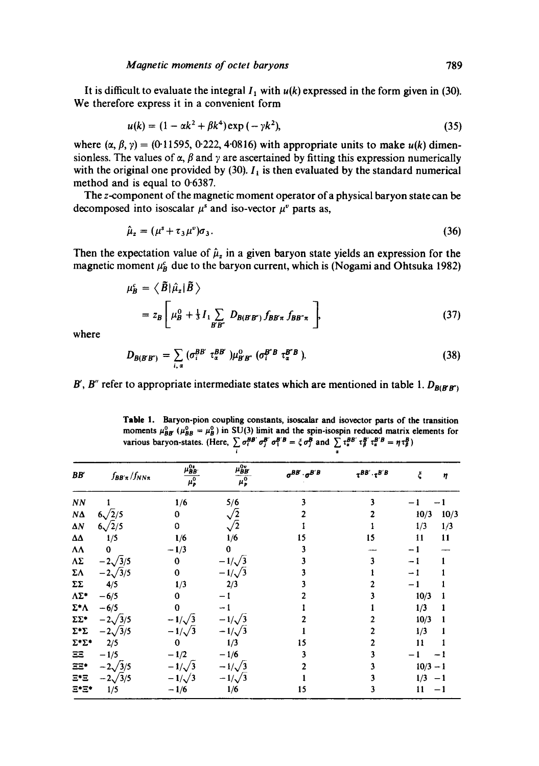It is difficult to evaluate the integral $I_1$ with $u(k)$ expressed in the form given in (30). We therefore express it in a convenient form

$$u(k) = (1 - \alpha k^2 + \beta k^4)\exp(-\gamma k^2), \tag{35}$$

where $(\alpha, \beta, \gamma) = (0{\cdot}11595, 0{\cdot}222, 4{\cdot}0816)$ with appropriate units to make $u(k)$ dimensionless. The values of $\alpha$, $\beta$ and $\gamma$ are ascertained by fitting this expression numerically with the original one provided by (30). $I_1$ is then evaluated by the standard numerical method and is equal to 0·6387.

The $z$-component of the magnetic moment operator of a physical baryon state can be decomposed into isoscalar $\mu^s$ and iso-vector $\mu^v$ parts as,

$$\hat{\mu}_z = (\mu^s + \tau_3 \mu^v)\sigma_3. \tag{36}$$

Then the expectation value of $\hat{\mu}_z$ in a given baryon state yields an expression for the magnetic moment $\mu_B^c$ due to the baryon current, which is (Nogami and Ohtsuka 1982)

$$\mu_B^c = \langle \tilde{B} | \hat{\mu}_z | \tilde{B} \rangle = z_B \left[ \mu_B^0 + \tfrac{1}{3} I_1 \sum_{B'B''} D_{B(B'B'')} f_{BB'\pi} f_{BB''\pi} \right], \tag{37}$$

where

$$D_{B(B'B'')} = \sum_{i,\alpha} (\sigma_i^{BB'} \tau_\alpha^{BB'}) \mu_{B'B''}^0 (\sigma_i^{B''B} \tau_\alpha^{B''B}). \tag{38}$$

$B'$, $B''$ refer to appropriate intermediate states which are mentioned in table 1. $D_{B(B'B'')}$

**Table 1.** Baryon-pion coupling constants, isoscalar and isovector parts of the transition moments $\mu_{BB'}^0$ ($\mu_{BB}^0 = \mu_B^0$) in SU(3) limit and the spin-isospin reduced matrix elements for various baryon-states. (Here, $\sum_i \sigma_i^{BB'} \sigma_j^{B'} \sigma_i^{B'B} = \xi \sigma_j^B$ and $\sum_\alpha \tau_\alpha^{BB'} \tau_\beta^{B'} \tau_\alpha^{B'B} = \eta \tau_\beta^B$)

| $BB'$ | $f_{BB'\pi}/f_{NN\pi}$ | $\mu_{BB'}^{0s}/\mu_p^0$ | $\mu_{BB'}^{0v}/\mu_p^0$ | $\sigma^{BB'} \cdot \sigma^{B'B}$ | $\tau^{BB'} \cdot \tau^{B'B}$ | $\xi$ | $\eta$ |
|---|---|---|---|---|---|---|---|
| $NN$ | 1 | 1/6 | 5/6 | 3 | 3 | −1 | −1 |
| $N\Delta$ | $6\sqrt{2}/5$ | 0 | $\sqrt{2}$ | 2 | 2 | 10/3 | 10/3 |
| $\Delta N$ | $6\sqrt{2}/5$ | 0 | $\sqrt{2}$ | 1 | 1 | 1/3 | 1/3 |
| $\Delta\Delta$ | 1/5 | 1/6 | 1/6 | 15 | 15 | 11 | 11 |
| $\Lambda\Lambda$ | 0 | −1/3 | 0 | 3 | — | −1 | — |
| $\Lambda\Sigma$ | $-2\sqrt{3}/5$ | 0 | $-1/\sqrt{3}$ | 3 | 3 | −1 | 1 |
| $\Sigma\Lambda$ | $-2\sqrt{3}/5$ | 0 | $-1/\sqrt{3}$ | 3 | 1 | −1 | 1 |
| $\Sigma\Sigma$ | 4/5 | 1/3 | 2/3 | 3 | 2 | −1 | 1 |
| $\Lambda\Sigma^*$ | −6/5 | 0 | −1 | 2 | 3 | 10/3 | 1 |
| $\Sigma^*\Lambda$ | −6/5 | 0 | −1 | 1 | 1 | 1/3 | 1 |
| $\Sigma\Sigma^*$ | $-2\sqrt{3}/5$ | $-1/\sqrt{3}$ | $-1/\sqrt{3}$ | 2 | 2 | 10/3 | 1 |
| $\Sigma^*\Sigma$ | $-2\sqrt{3}/5$ | $-1/\sqrt{3}$ | $-1/\sqrt{3}$ | 1 | 2 | 1/3 | 1 |
| $\Sigma^*\Sigma^*$ | 2/5 | 0 | 1/3 | 15 | 2 | 11 | 1 |
| $\Xi\Xi$ | −1/5 | −1/2 | −1/6 | 3 | 3 | −1 | −1 |
| $\Xi\Xi^*$ | $-2\sqrt{3}/5$ | $-1/\sqrt{3}$ | $-1/\sqrt{3}$ | 2 | 3 | 10/3 | −1 |
| $\Xi^*\Xi$ | $-2\sqrt{3}/5$ | $-1/\sqrt{3}$ | $-1/\sqrt{3}$ | 1 | 3 | 1/3 | −1 |
| $\Xi^*\Xi^*$ | 1/5 | −1/6 | 1/6 | 15 | 3 | 11 | −1 |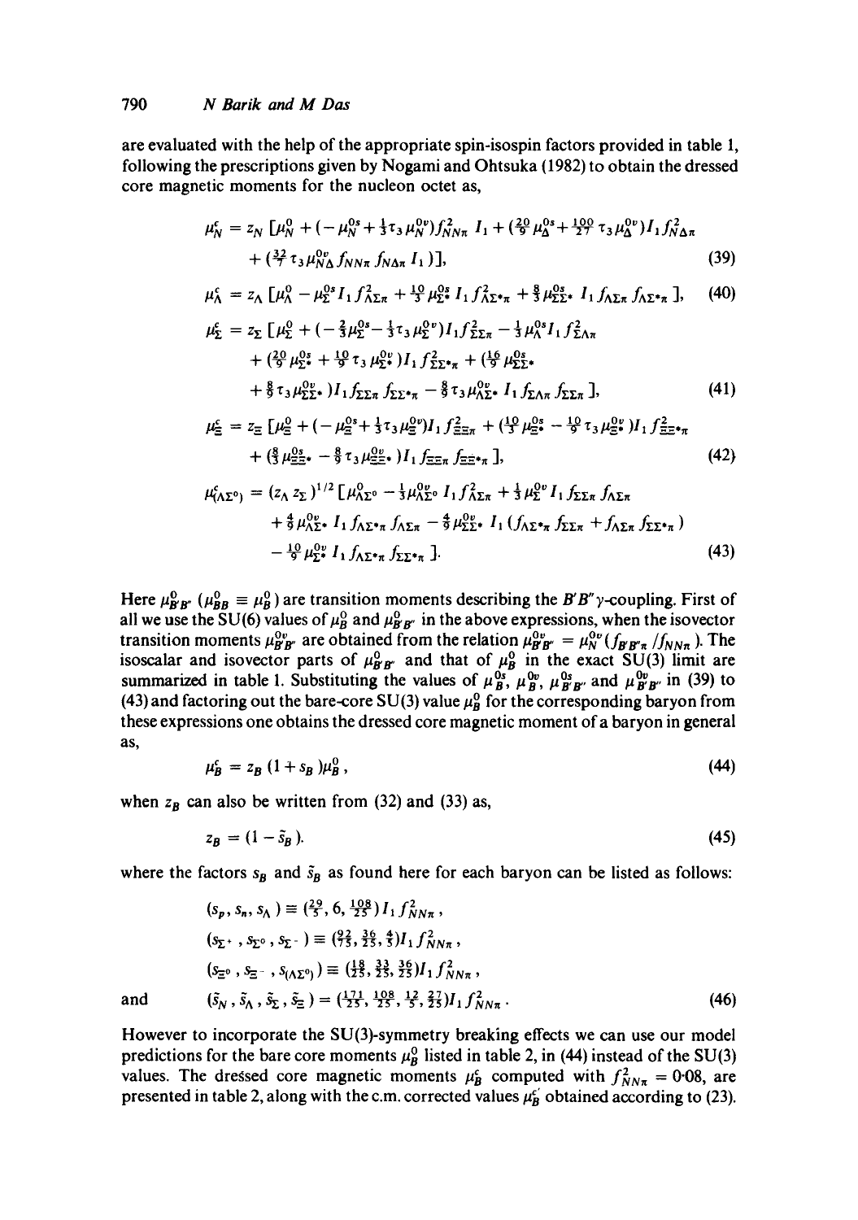are evaluated with the help of the appropriate spin-isospin factors provided in table 1, following the prescriptions given by Nogami and Ohtsuka (1982) to obtain the dressed core magnetic moments for the nucleon octet as,

$$\mu_N^c = z_N \left[\mu_N^0 + \left(-\mu_N^{0s} + \tfrac{1}{3}\tau_3 \mu_N^{0v}\right) f_{NN\pi}^2 \; I_1 + \left(\tfrac{20}{9}\mu_\Delta^{0s} + \tfrac{100}{27}\tau_3 \mu_\Delta^{0v}\right) I_1 f_{N\Delta\pi}^2 + \left(\tfrac{32}{7}\tau_3 \mu_{N\Delta}^{0v} f_{NN\pi} f_{N\Delta\pi} I_1\right)\right], \tag{39}$$

$$\mu_\Lambda^c = z_\Lambda \left[\mu_\Lambda^0 - \mu_\Sigma^{0s} I_1 f_{\Lambda\Sigma\pi}^2 + \tfrac{10}{3}\mu_{\Sigma^*}^{0s} I_1 f_{\Lambda\Sigma^*\pi}^2 + \tfrac{8}{3}\mu_{\Sigma\Sigma^*}^{0s} I_1 f_{\Lambda\Sigma\pi} f_{\Lambda\Sigma^*\pi}\right], \tag{40}$$

$$\mu_\Sigma^c = z_\Sigma \left[\mu_\Sigma^0 + \left(-\tfrac{2}{3}\mu_\Sigma^{0s} - \tfrac{1}{3}\tau_3 \mu_\Sigma^{0v}\right) I_1 f_{\Sigma\Sigma\pi}^2 - \tfrac{1}{3}\mu_\Lambda^{0s} I_1 f_{\Sigma\Lambda\pi}^2 + \left(\tfrac{20}{9}\mu_{\Sigma^*}^{0s} + \tfrac{10}{9}\tau_3 \mu_{\Sigma^*}^{0v}\right) I_1 f_{\Sigma\Sigma^*\pi}^2 + \left(\tfrac{16}{9}\mu_{\Sigma\Sigma^*}^{0s} + \tfrac{8}{9}\tau_3 \mu_{\Sigma\Sigma^*}^{0v}\right) I_1 f_{\Sigma\Sigma\pi} f_{\Sigma\Sigma^*\pi} - \tfrac{8}{3}\tau_3 \mu_{\Lambda\Sigma^*}^{0v} I_1 f_{\Sigma\Lambda\pi} f_{\Sigma\Sigma\pi}\right], \tag{41}$$

$$\mu_\Xi^c = z_\Xi \left[\mu_\Xi^0 + \left(-\mu_\Xi^{0s} + \tfrac{1}{3}\tau_3 \mu_\Xi^{0v}\right) I_1 f_{\Xi\Xi\pi}^2 + \left(\tfrac{10}{3}\mu_{\Xi^*}^{0s} - \tfrac{10}{9}\tau_3 \mu_{\Xi^*}^{0v}\right) I_1 f_{\Xi\Xi^*\pi}^2 + \left(\tfrac{8}{3}\mu_{\Xi\Xi^*}^{0s} - \tfrac{8}{9}\tau_3 \mu_{\Xi\Xi^*}^{0v}\right) I_1 f_{\Xi\Xi\pi} f_{\Xi\Xi^*\pi}\right], \tag{42}$$

$$\mu_{(\Lambda\Sigma^0)}^c = (z_\Lambda z_\Sigma)^{1/2} \left[\mu_{\Lambda\Sigma^0}^0 - \tfrac{1}{3}\mu_{\Lambda\Sigma^0}^{0v} I_1 f_{\Lambda\Sigma\pi}^2 + \tfrac{1}{3}\mu_\Sigma^{0v} I_1 f_{\Sigma\Sigma\pi} f_{\Lambda\Sigma\pi} + \tfrac{4}{9}\mu_{\Lambda\Sigma^*}^{0v} I_1 f_{\Lambda\Sigma^*\pi} f_{\Lambda\Sigma\pi} - \tfrac{4}{9}\mu_{\Sigma\Sigma^*}^{0v} I_1 \left(f_{\Lambda\Sigma^*\pi} f_{\Sigma\Sigma\pi} + f_{\Lambda\Sigma\pi} f_{\Sigma\Sigma^*\pi}\right) - \tfrac{10}{9}\mu_{\Sigma^*}^{0v} I_1 f_{\Lambda\Sigma^*\pi} f_{\Sigma\Sigma^*\pi}\right]. \tag{43}$$

Here $\mu_{B'B''}^0$ ($\mu_{BB}^0 \equiv \mu_B^0$) are transition moments describing the $B'B''\gamma$-coupling. First of all we use the SU(6) values of $\mu_B^0$ and $\mu_{B'B''}^0$ in the above expressions, when the isovector transition moments $\mu_{B'B''}^{0v}$ are obtained from the relation $\mu_{B'B''}^{0v} = \mu_N^{0v}(f_{B'B''\pi}/f_{NN\pi})$. The isoscalar and isovector parts of $\mu_{B'B''}^0$ and that of $\mu_B^0$ in the exact SU(3) limit are summarized in table 1. Substituting the values of $\mu_B^{0s}$, $\mu_B^{0v}$, $\mu_{B'B''}^{0s}$ and $\mu_{B'B''}^{0v}$ in (39) to (43) and factoring out the bare-core SU(3) value $\mu_B^0$ for the corresponding baryon from these expressions one obtains the dressed core magnetic moment of a baryon in general as,

$$\mu_B^c = z_B\,(1 + s_B)\,\mu_B^0, \tag{44}$$

when $z_B$ can also be written from (32) and (33) as,

$$z_B = (1 - \tilde{s}_B). \tag{45}$$

where the factors $s_B$ and $\tilde{s}_B$ as found here for each baryon can be listed as follows:

$$(s_p, s_n, s_\Lambda) \equiv \left(\tfrac{29}{5}, 6, \tfrac{108}{25}\right) I_1 f_{NN\pi}^2,$$

$$(s_{\Sigma^+}, s_{\Sigma^0}, s_{\Sigma^-}) \equiv \left(\tfrac{92}{75}, \tfrac{36}{25}, \tfrac{4}{5}\right) I_1 f_{NN\pi}^2,$$

$$(s_{\Xi^0}, s_{\Xi^-}, s_{(\Lambda\Sigma^0)}) \equiv \left(\tfrac{18}{25}, \tfrac{33}{25}, \tfrac{36}{25}\right) I_1 f_{NN\pi}^2,$$

and

$$(\tilde{s}_N, \tilde{s}_\Lambda, \tilde{s}_\Sigma, \tilde{s}_\Xi) = \left(\tfrac{171}{25}, \tfrac{108}{25}, \tfrac{12}{5}, \tfrac{27}{25}\right) I_1 f_{NN\pi}^2. \tag{46}$$

However to incorporate the SU(3)-symmetry breaking effects we can use our model predictions for the bare core moments $\mu_B^0$ listed in table 2, in (44) instead of the SU(3) values. The dressed core magnetic moments $\mu_B^c$ computed with $f_{NN\pi}^2 = 0{\cdot}08$, are presented in table 2, along with the c.m. corrected values $\mu_B^{c'}$ obtained according to (23).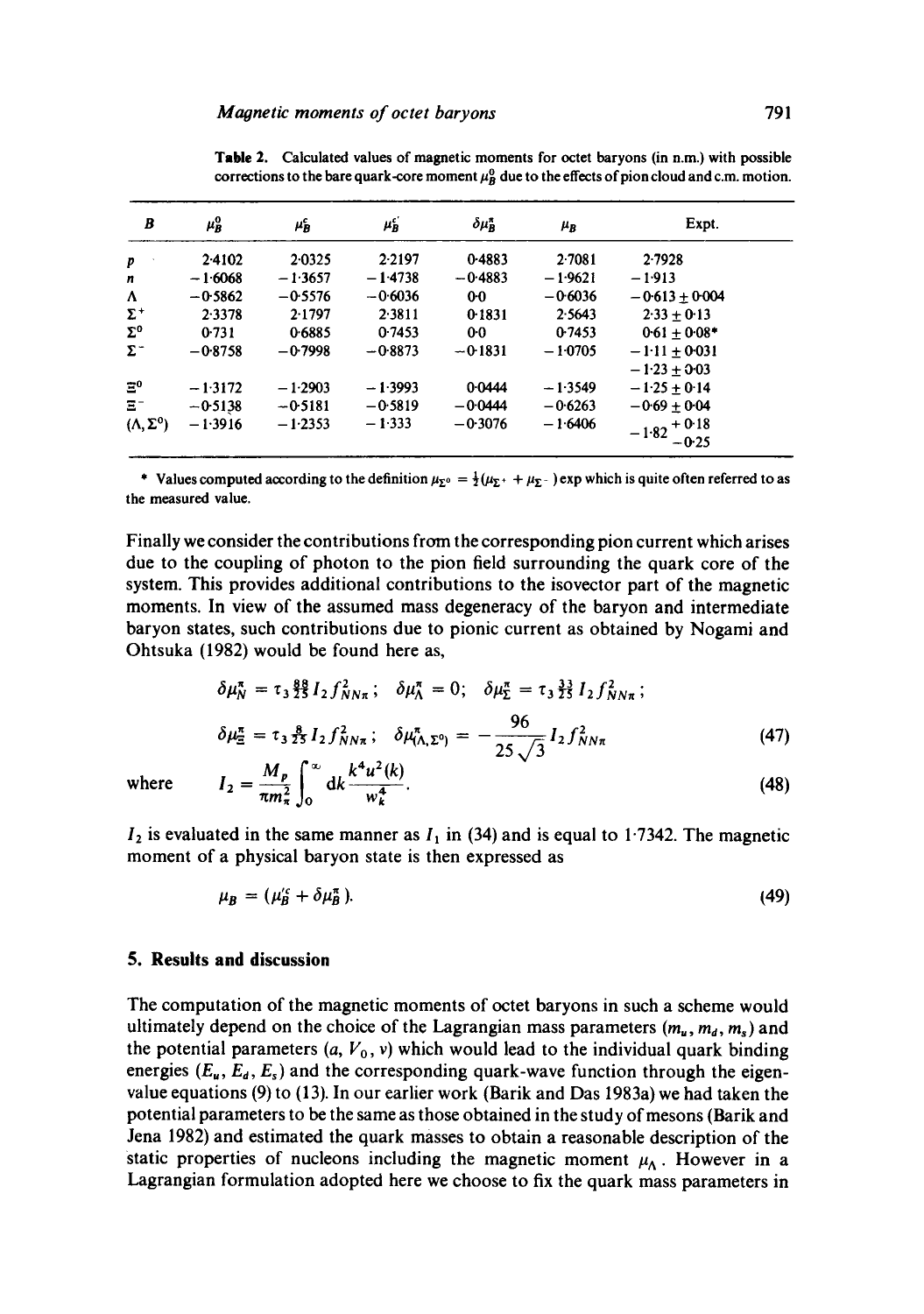**Table 2.** Calculated values of magnetic moments for octet baryons (in n.m.) with possible corrections to the bare quark-core moment $\mu_B^0$ due to the effects of pion cloud and c.m. motion.

| $B$ | $\mu_B^0$ | $\mu_B^c$ | $\mu_B^{c'}$ | $\delta\mu_B^\pi$ | $\mu_B$ | Expt. |
|---|---|---|---|---|---|---|
| $p$ | 2·4102 | 2·0325 | 2·2197 | 0·4883 | 2·7081 | 2·7928 |
| $n$ | −1·6068 | −1·3657 | −1·4738 | −0·4883 | −1·9621 | −1·913 |
| $\Lambda$ | −0·5862 | −0·5576 | −0·6036 | 0·0 | −0·6036 | $-0·613 \pm 0·004$ |
| $\Sigma^+$ | 2·3378 | 2·1797 | 2·3811 | 0·1831 | 2·5643 | $2·33 \pm 0·13$ |
| $\Sigma^0$ | 0·731 | 0·6885 | 0·7453 | 0·0 | 0·7453 | $0·61 \pm 0·08$* |
| $\Sigma^-$ | −0·8758 | −0·7998 | −0·8873 | −0·1831 | −1·0705 | $-1·11 \pm 0·031$ <br> $-1·23 \pm 0·03$ |
| $\Xi^0$ | −1·3172 | −1·2903 | −1·3993 | 0·0444 | −1·3549 | $-1·25 \pm 0·14$ |
| $\Xi^-$ | −0·5138 | −0·5181 | −0·5819 | −0·0444 | −0·6263 | $-0·69 \pm 0·04$ |
| $(\Lambda, \Sigma^0)$ | −1·3916 | −1·2353 | −1·333 | −0·3076 | −1·6406 | $-1·82\,^{+0·18}_{-0·25}$ |

\* Values computed according to the definition $\mu_{\Sigma^0} = \frac{1}{2}(\mu_{\Sigma^+} + \mu_{\Sigma^-})$ exp which is quite often referred to as the measured value.

Finally we consider the contributions from the corresponding pion current which arises due to the coupling of photon to the pion field surrounding the quark core of the system. This provides additional contributions to the isovector part of the magnetic moments. In view of the assumed mass degeneracy of the baryon and intermediate baryon states, such contributions due to pionic current as obtained by Nogami and Ohtsuka (1982) would be found here as,

$$\delta\mu_N^\pi = \tau_3 \tfrac{88}{25} I_2 f_{NN\pi}^2; \quad \delta\mu_\Lambda^\pi = 0; \quad \delta\mu_\Sigma^\pi = \tau_3 \tfrac{33}{25} I_2 f_{NN\pi}^2;$$

$$\delta\mu_\Xi^\pi = \tau_3 \tfrac{8}{25} I_2 f_{NN\pi}^2; \quad \delta\mu_{(\Lambda,\Sigma^0)}^\pi = -\frac{96}{25\sqrt{3}} I_2 f_{NN\pi}^2 \tag{47}$$

where

$$I_2 = \frac{M_p}{\pi m_\pi^2} \int_0^\infty dk \frac{k^4 u^2(k)}{w_k^4}. \tag{48}$$

$I_2$ is evaluated in the same manner as $I_1$ in (34) and is equal to 1·7342. The magnetic moment of a physical baryon state is then expressed as

$$\mu_B = (\mu_B^{\prime c} + \delta\mu_B^\pi). \tag{49}$$

## 5. Results and discussion

The computation of the magnetic moments of octet baryons in such a scheme would ultimately depend on the choice of the Lagrangian mass parameters $(m_u, m_d, m_s)$ and the potential parameters $(a, V_0, \nu)$ which would lead to the individual quark binding energies $(E_u, E_d, E_s)$ and the corresponding quark-wave function through the eigenvalue equations (9) to (13). In our earlier work (Barik and Das 1983a) we had taken the potential parameters to be the same as those obtained in the study of mesons (Barik and Jena 1982) and estimated the quark masses to obtain a reasonable description of the static properties of nucleons including the magnetic moment $\mu_\Lambda$. However in a Lagrangian formulation adopted here we choose to fix the quark mass parameters in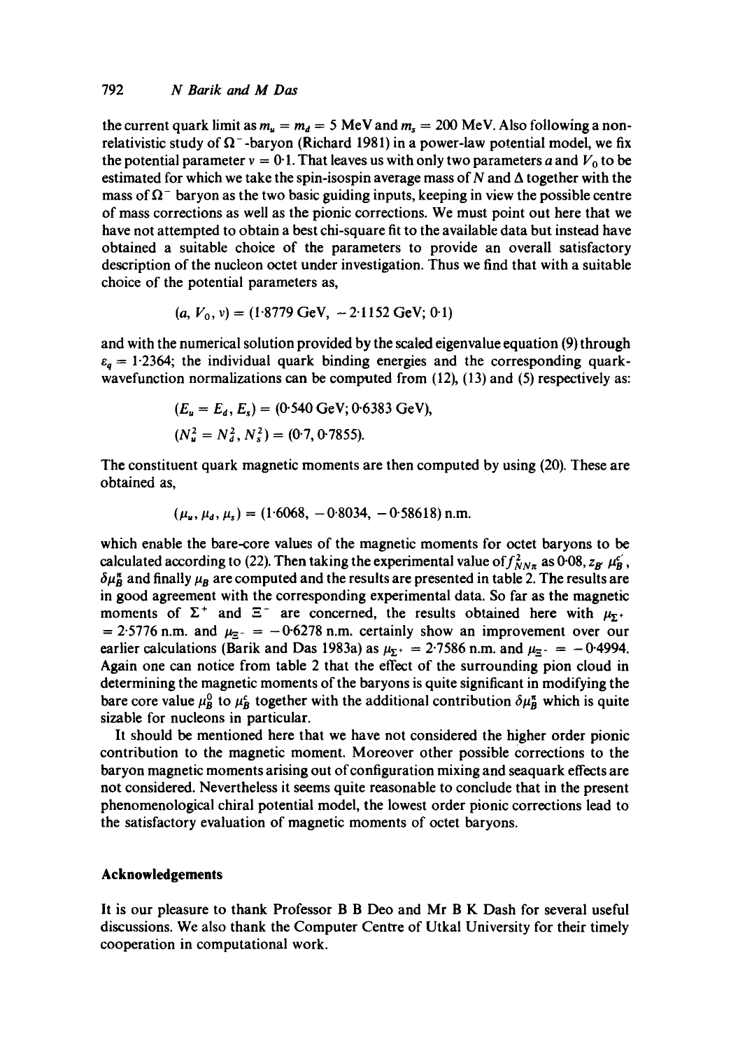the current quark limit as $m_u = m_d = 5$ MeV and $m_s = 200$ MeV. Also following a non-relativistic study of $\Omega^-$-baryon (Richard 1981) in a power-law potential model, we fix the potential parameter $\nu = 0{\cdot}1$. That leaves us with only two parameters $a$ and $V_0$ to be estimated for which we take the spin-isospin average mass of $N$ and $\Delta$ together with the mass of $\Omega^-$ baryon as the two basic guiding inputs, keeping in view the possible centre of mass corrections as well as the pionic corrections. We must point out here that we have not attempted to obtain a best chi-square fit to the available data but instead have obtained a suitable choice of the parameters to provide an overall satisfactory description of the nucleon octet under investigation. Thus we find that with a suitable choice of the potential parameters as,

$$(a, V_0, \nu) = (1{\cdot}8779 \text{ GeV}, \; -2{\cdot}1152 \text{ GeV}; \; 0{\cdot}1)$$

and with the numerical solution provided by the scaled eigenvalue equation (9) through $\varepsilon_q = 1{\cdot}2364$; the individual quark binding energies and the corresponding quark-wavefunction normalizations can be computed from (12), (13) and (5) respectively as:

$$(E_u = E_d, E_s) = (0{\cdot}540 \text{ GeV}; 0{\cdot}6383 \text{ GeV}),$$

$$(N_u^2 = N_d^2, N_s^2) = (0{\cdot}7, 0{\cdot}7855).$$

The constituent quark magnetic moments are then computed by using (20). These are obtained as,

$$(\mu_u, \mu_d, \mu_s) = (1{\cdot}6068, \; -0{\cdot}8034, \; -0{\cdot}58618) \text{ n.m.}$$

which enable the bare-core values of the magnetic moments for octet baryons to be calculated according to (22). Then taking the experimental value of $f^2_{NN\pi}$ as 0·08, $z_{B'}$ $\mu_B^{c'}$, $\delta\mu_B^{\pi}$ and finally $\mu_B$ are computed and the results are presented in table 2. The results are in good agreement with the corresponding experimental data. So far as the magnetic moments of $\Sigma^+$ and $\Xi^-$ are concerned, the results obtained here with $\mu_{\Sigma^+} = 2{\cdot}5776$ n.m. and $\mu_{\Xi^-} = -0{\cdot}6278$ n.m. certainly show an improvement over our earlier calculations (Barik and Das 1983a) as $\mu_{\Sigma^+} = 2{\cdot}7586$ n.m. and $\mu_{\Xi^-} = -0{\cdot}4994$. Again one can notice from table 2 that the effect of the surrounding pion cloud in determining the magnetic moments of the baryons is quite significant in modifying the bare core value $\mu_B^0$ to $\mu_B^c$ together with the additional contribution $\delta\mu_B^{\pi}$ which is quite sizable for nucleons in particular.

It should be mentioned here that we have not considered the higher order pionic contribution to the magnetic moment. Moreover other possible corrections to the baryon magnetic moments arising out of configuration mixing and seaquark effects are not considered. Nevertheless it seems quite reasonable to conclude that in the present phenomenological chiral potential model, the lowest order pionic corrections lead to the satisfactory evaluation of magnetic moments of octet baryons.

## Acknowledgements

It is our pleasure to thank Professor B B Deo and Mr B K Dash for several useful discussions. We also thank the Computer Centre of Utkal University for their timely cooperation in computational work.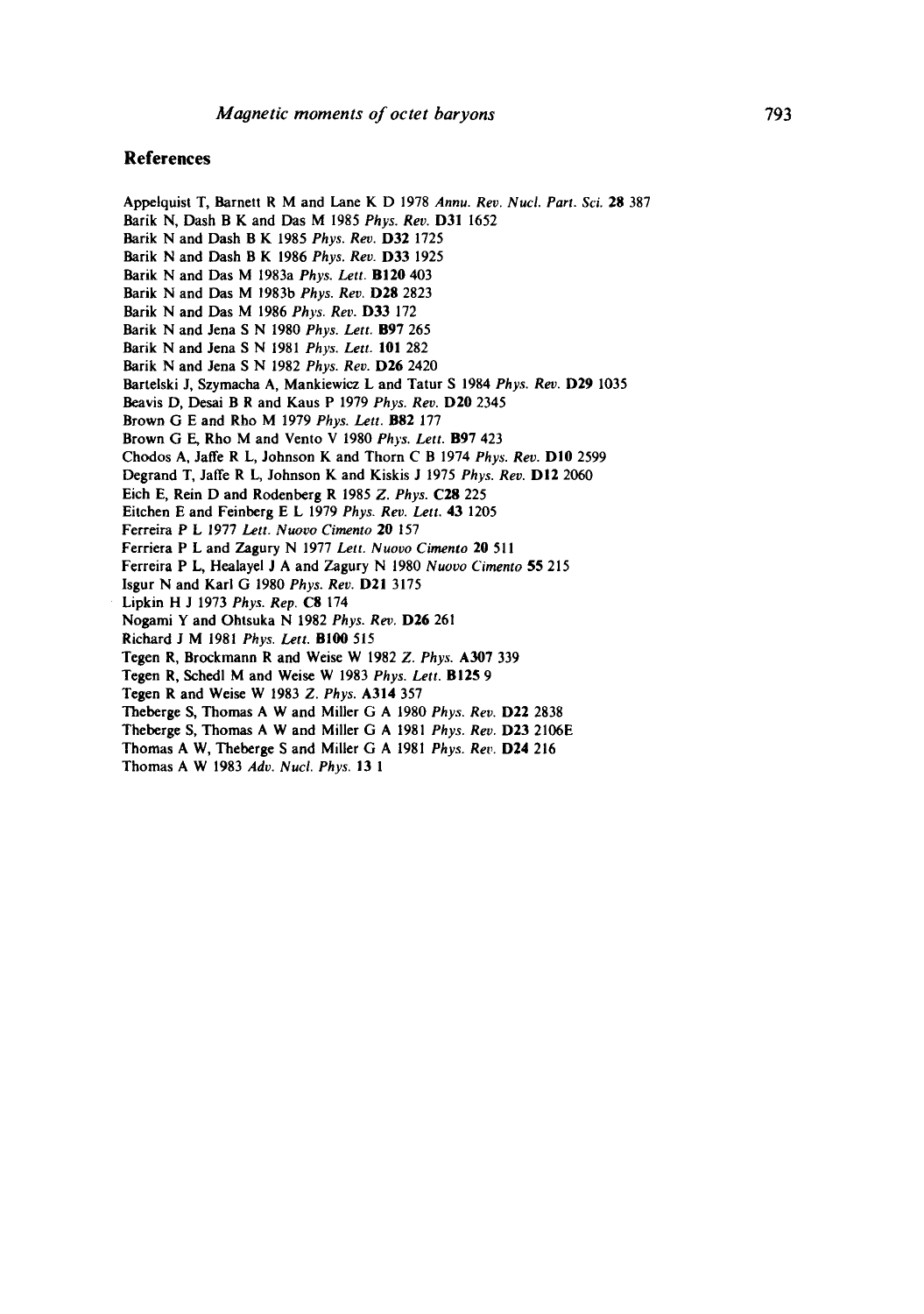## References

Appelquist T, Barnett R M and Lane K D 1978 *Annu. Rev. Nucl. Part. Sci.* **28** 387
Barik N, Dash B K and Das M 1985 *Phys. Rev.* **D31** 1652
Barik N and Dash B K 1985 *Phys. Rev.* **D32** 1725
Barik N and Dash B K 1986 *Phys. Rev.* **D33** 1925
Barik N and Das M 1983a *Phys. Lett.* **B120** 403
Barik N and Das M 1983b *Phys. Rev.* **D28** 2823
Barik N and Das M 1986 *Phys. Rev.* **D33** 172
Barik N and Jena S N 1980 *Phys. Lett.* **B97** 265
Barik N and Jena S N 1981 *Phys. Lett.* **101** 282
Barik N and Jena S N 1982 *Phys. Rev.* **D26** 2420
Bartelski J, Szymacha A, Mankiewicz L and Tatur S 1984 *Phys. Rev.* **D29** 1035
Beavis D, Desai B R and Kaus P 1979 *Phys. Rev.* **D20** 2345
Brown G E and Rho M 1979 *Phys. Lett.* **B82** 177
Brown G E, Rho M and Vento V 1980 *Phys. Lett.* **B97** 423
Chodos A, Jaffe R L, Johnson K and Thorn C B 1974 *Phys. Rev.* **D10** 2599
Degrand T, Jaffe R L, Johnson K and Kiskis J 1975 *Phys. Rev.* **D12** 2060
Eich E, Rein D and Rodenberg R 1985 *Z. Phys.* **C28** 225
Eitchen E and Feinberg E L 1979 *Phys. Rev. Lett.* **43** 1205
Ferreira P L 1977 *Lett. Nuovo Cimento* **20** 157
Ferriera P L and Zagury N 1977 *Lett. Nuovo Cimento* **20** 511
Ferreira P L, Healayel J A and Zagury N 1980 *Nuovo Cimento* **55** 215
Isgur N and Karl G 1980 *Phys. Rev.* **D21** 3175
Lipkin H J 1973 *Phys. Rep.* **C8** 174
Nogami Y and Ohtsuka N 1982 *Phys. Rev.* **D26** 261
Richard J M 1981 *Phys. Lett.* **B100** 515
Tegen R, Brockmann R and Weise W 1982 *Z. Phys.* **A307** 339
Tegen R, Schedl M and Weise W 1983 *Phys. Lett.* **B125** 9
Tegen R and Weise W 1983 *Z. Phys.* **A314** 357
Theberge S, Thomas A W and Miller G A 1980 *Phys. Rev.* **D22** 2838
Theberge S, Thomas A W and Miller G A 1981 *Phys. Rev.* **D23** 2106E
Thomas A W, Theberge S and Miller G A 1981 *Phys. Rev.* **D24** 216
Thomas A W 1983 *Adv. Nucl. Phys.* **13** 1